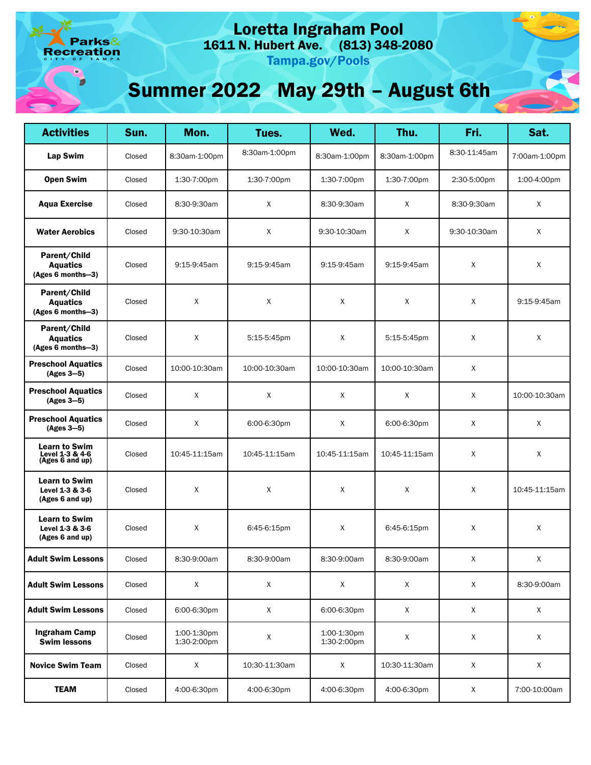# Loretta Ingraham Pool

**1611 N. Hubert Ave. (813) 348-2080**

**Tampa.gov/Pools**

## Summer 2022 May 29th – August 6th

| Activities | Sun. | Mon. | Tues. | Wed. | Thu. | Fri. | Sat. |
|---|---|---|---|---|---|---|---|
| **Lap Swim** | Closed | 8:30am-1:00pm | 8:30am-1:00pm | 8:30am-1:00pm | 8:30am-1:00pm | 8:30-11:45am | 7:00am-1:00pm |
| **Open Swim** | Closed | 1:30-7:00pm | 1:30-7:00pm | 1:30-7:00pm | 1:30-7:00pm | 2:30-5:00pm | 1:00-4:00pm |
| **Aqua Exercise** | Closed | 8:30-9:30am | X | 8:30-9:30am | X | 8:30-9:30am | X |
| **Water Aerobics** | Closed | 9:30-10:30am | X | 9:30-10:30am | X | 9:30-10:30am | X |
| **Parent/Child Aquatics (Ages 6 months—3)** | Closed | 9:15-9:45am | 9:15-9:45am | 9:15-9:45am | 9:15-9:45am | X | X |
| **Parent/Child Aquatics (Ages 6 months—3)** | Closed | X | X | X | X | X | 9:15-9:45am |
| **Parent/Child Aquatics (Ages 6 months—3)** | Closed | X | 5:15-5:45pm | X | 5:15-5:45pm | X | X |
| **Preschool Aquatics (Ages 3—5)** | Closed | 10:00-10:30am | 10:00-10:30am | 10:00-10:30am | 10:00-10:30am | X | |
| **Preschool Aquatics (Ages 3—5)** | Closed | X | X | X | X | X | 10:00-10:30am |
| **Preschool Aquatics (Ages 3—5)** | Closed | X | 6:00-6:30pm | X | 6:00-6:30pm | X | X |
| **Learn to Swim Level 1-3 & 4-6 (Ages 6 and up)** | Closed | 10:45-11:15am | 10:45-11:15am | 10:45-11:15am | 10:45-11:15am | X | X |
| **Learn to Swim Level 1-3 & 3-6 (Ages 6 and up)** | Closed | X | X | X | X | X | 10:45-11:15am |
| **Learn to Swim Level 1-3 & 3-6 (Ages 6 and up)** | Closed | X | 6:45-6:15pm | X | 6:45-6:15pm | X | X |
| **Adult Swim Lessons** | Closed | 8:30-9:00am | 8:30-9:00am | 8:30-9:00am | 8:30-9:00am | X | X |
| **Adult Swim Lessons** | Closed | X | X | X | X | X | 8:30-9:00am |
| **Adult Swim Lessons** | Closed | 6:00-6:30pm | X | 6:00-6:30pm | X | X | X |
| **Ingraham Camp Swim lessons** | Closed | 1:00-1:30pm 1:30-2:00pm | X | 1:00-1:30pm 1:30-2:00pm | X | X | X |
| **Novice Swim Team** | Closed | X | 10:30-11:30am | X | 10:30-11:30am | X | X |
| **TEAM** | Closed | 4:00-6:30pm | 4:00-6:30pm | 4:00-6:30pm | 4:00-6:30pm | X | 7:00-10:00am |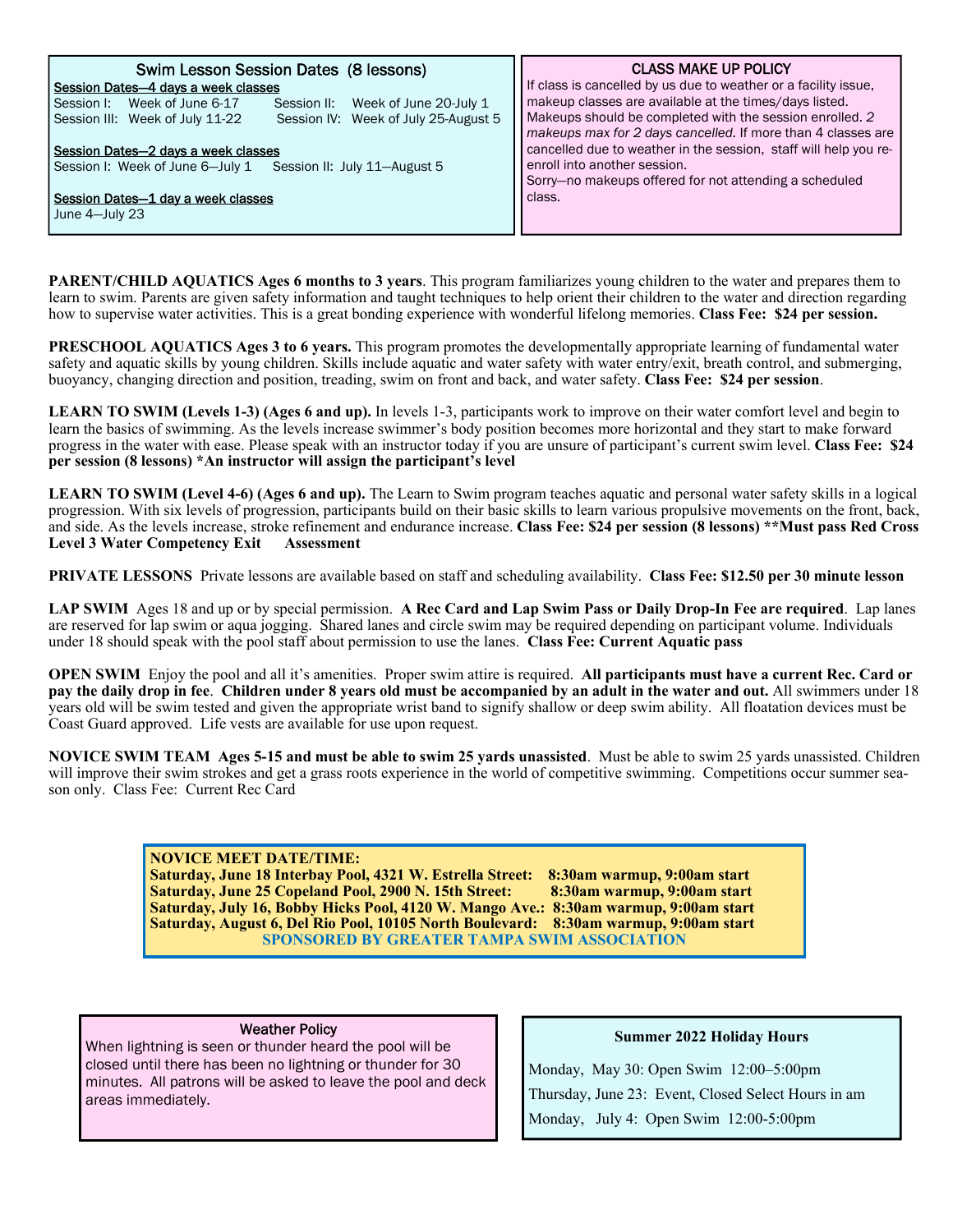## Swim Lesson Session Dates (8 lessons)

**Session Dates—4 days a week classes**

Session I: Week of June 6-17
Session II: Week of June 20-July 1
Session III: Week of July 11-22
Session IV: Week of July 25-August 5

**Session Dates—2 days a week classes**

Session I: Week of June 6—July 1
Session II: July 11—August 5

**Session Dates—1 day a week classes**

June 4—July 23

## CLASS MAKE UP POLICY

If class is cancelled by us due to weather or a facility issue, makeup classes are available at the times/days listed. Makeups should be completed with the session enrolled. *2 makeups max for 2 days cancelled.* If more than 4 classes are cancelled due to weather in the session, staff will help you re-enroll into another session.
Sorry—no makeups offered for not attending a scheduled class.

**PARENT/CHILD AQUATICS Ages 6 months to 3 years**. This program familiarizes young children to the water and prepares them to learn to swim. Parents are given safety information and taught techniques to help orient their children to the water and direction regarding how to supervise water activities. This is a great bonding experience with wonderful lifelong memories. **Class Fee: $24 per session.**

**PRESCHOOL AQUATICS Ages 3 to 6 years.** This program promotes the developmentally appropriate learning of fundamental water safety and aquatic skills by young children. Skills include aquatic and water safety with water entry/exit, breath control, and submerging, buoyancy, changing direction and position, treading, swim on front and back, and water safety. **Class Fee: $24 per session**.

**LEARN TO SWIM (Levels 1-3) (Ages 6 and up).** In levels 1-3, participants work to improve on their water comfort level and begin to learn the basics of swimming. As the levels increase swimmer's body position becomes more horizontal and they start to make forward progress in the water with ease. Please speak with an instructor today if you are unsure of participant's current swim level. **Class Fee: $24 per session (8 lessons) *An instructor will assign the participant's level**

**LEARN TO SWIM (Level 4-6) (Ages 6 and up).** The Learn to Swim program teaches aquatic and personal water safety skills in a logical progression. With six levels of progression, participants build on their basic skills to learn various propulsive movements on the front, back, and side. As the levels increase, stroke refinement and endurance increase. **Class Fee: $24 per session (8 lessons) **Must pass Red Cross Level 3 Water Competency Exit Assessment**

**PRIVATE LESSONS** Private lessons are available based on staff and scheduling availability. **Class Fee: $12.50 per 30 minute lesson**

**LAP SWIM** Ages 18 and up or by special permission. **A Rec Card and Lap Swim Pass or Daily Drop-In Fee are required**. Lap lanes are reserved for lap swim or aqua jogging. Shared lanes and circle swim may be required depending on participant volume. Individuals under 18 should speak with the pool staff about permission to use the lanes. **Class Fee: Current Aquatic pass**

**OPEN SWIM** Enjoy the pool and all it's amenities. Proper swim attire is required. **All participants must have a current Rec. Card or pay the daily drop in fee**. **Children under 8 years old must be accompanied by an adult in the water and out.** All swimmers under 18 years old will be swim tested and given the appropriate wrist band to signify shallow or deep swim ability. All floatation devices must be Coast Guard approved. Life vests are available for use upon request.

**NOVICE SWIM TEAM Ages 5-15 and must be able to swim 25 yards unassisted**. Must be able to swim 25 yards unassisted. Children will improve their swim strokes and get a grass roots experience in the world of competitive swimming. Competitions occur summer season only. Class Fee: Current Rec Card

**NOVICE MEET DATE/TIME:**
**Saturday, June 18 Interbay Pool, 4321 W. Estrella Street: 8:30am warmup, 9:00am start**
**Saturday, June 25 Copeland Pool, 2900 N. 15th Street: 8:30am warmup, 9:00am start**
**Saturday, July 16, Bobby Hicks Pool, 4120 W. Mango Ave.: 8:30am warmup, 9:00am start**
**Saturday, August 6, Del Rio Pool, 10105 North Boulevard: 8:30am warmup, 9:00am start**
**SPONSORED BY GREATER TAMPA SWIM ASSOCIATION**

## Weather Policy

When lightning is seen or thunder heard the pool will be closed until there has been no lightning or thunder for 30 minutes. All patrons will be asked to leave the pool and deck areas immediately.

## Summer 2022 Holiday Hours

Monday, May 30: Open Swim 12:00–5:00pm
Thursday, June 23: Event, Closed Select Hours in am
Monday, July 4: Open Swim 12:00-5:00pm